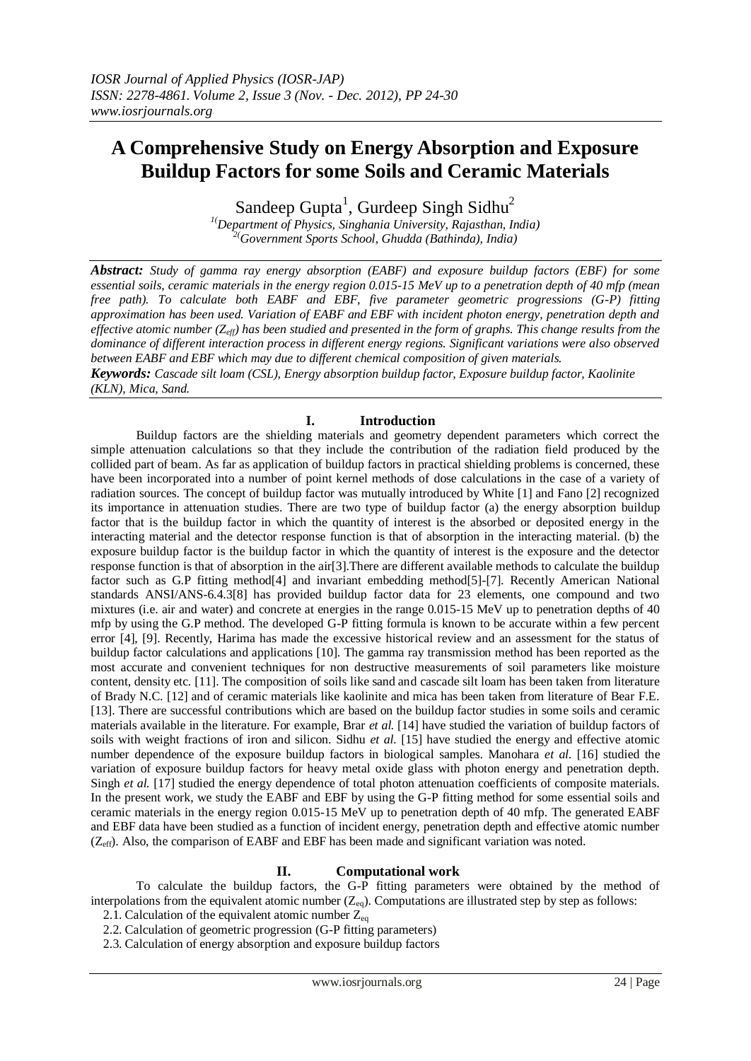# A Comprehensive Study on Energy Absorption and Exposure Buildup Factors for some Soils and Ceramic Materials

Sandeep Gupta[1], Gurdeep Singh Sidhu[2]

[1](Department of Physics, Singhania University, Rajasthan, India)
[2](Government Sports School, Ghudda (Bathinda), India)

***Abstract:*** *Study of gamma ray energy absorption (EABF) and exposure buildup factors (EBF) for some essential soils, ceramic materials in the energy region 0.015-15 MeV up to a penetration depth of 40 mfp (mean free path). To calculate both EABF and EBF, five parameter geometric progressions (G-P) fitting approximation has been used. Variation of EABF and EBF with incident photon energy, penetration depth and effective atomic number ($Z_{eff}$) has been studied and presented in the form of graphs. This change results from the dominance of different interaction process in different energy regions. Significant variations were also observed between EABF and EBF which may due to different chemical composition of given materials.*

***Keywords:*** *Cascade silt loam (CSL), Energy absorption buildup factor, Exposure buildup factor, Kaolinite (KLN), Mica, Sand.*

## I. Introduction

Buildup factors are the shielding materials and geometry dependent parameters which correct the simple attenuation calculations so that they include the contribution of the radiation field produced by the collided part of beam. As far as application of buildup factors in practical shielding problems is concerned, these have been incorporated into a number of point kernel methods of dose calculations in the case of a variety of radiation sources. The concept of buildup factor was mutually introduced by White [1] and Fano [2] recognized its importance in attenuation studies. There are two type of buildup factor (a) the energy absorption buildup factor that is the buildup factor in which the quantity of interest is the absorbed or deposited energy in the interacting material and the detector response function is that of absorption in the interacting material. (b) the exposure buildup factor is the buildup factor in which the quantity of interest is the exposure and the detector response function is that of absorption in the air[3].There are different available methods to calculate the buildup factor such as G.P fitting method[4] and invariant embedding method[5]-[7]. Recently American National standards ANSI/ANS-6.4.3[8] has provided buildup factor data for 23 elements, one compound and two mixtures (i.e. air and water) and concrete at energies in the range 0.015-15 MeV up to penetration depths of 40 mfp by using the G.P method. The developed G-P fitting formula is known to be accurate within a few percent error [4], [9]. Recently, Harima has made the excessive historical review and an assessment for the status of buildup factor calculations and applications [10]. The gamma ray transmission method has been reported as the most accurate and convenient techniques for non destructive measurements of soil parameters like moisture content, density etc. [11]. The composition of soils like sand and cascade silt loam has been taken from literature of Brady N.C. [12] and of ceramic materials like kaolinite and mica has been taken from literature of Bear F.E. [13]. There are successful contributions which are based on the buildup factor studies in some soils and ceramic materials available in the literature. For example, Brar *et al.* [14] have studied the variation of buildup factors of soils with weight fractions of iron and silicon. Sidhu *et al.* [15] have studied the energy and effective atomic number dependence of the exposure buildup factors in biological samples. Manohara *et al.* [16] studied the variation of exposure buildup factors for heavy metal oxide glass with photon energy and penetration depth. Singh *et al.* [17] studied the energy dependence of total photon attenuation coefficients of composite materials. In the present work, we study the EABF and EBF by using the G-P fitting method for some essential soils and ceramic materials in the energy region 0.015-15 MeV up to penetration depth of 40 mfp. The generated EABF and EBF data have been studied as a function of incident energy, penetration depth and effective atomic number ($Z_{eff}$). Also, the comparison of EABF and EBF has been made and significant variation was noted.

## II. Computational work

To calculate the buildup factors, the G-P fitting parameters were obtained by the method of interpolations from the equivalent atomic number ($Z_{eq}$). Computations are illustrated step by step as follows:

2.1. Calculation of the equivalent atomic number $Z_{eq}$

2.2. Calculation of geometric progression (G-P fitting parameters)

2.3. Calculation of energy absorption and exposure buildup factors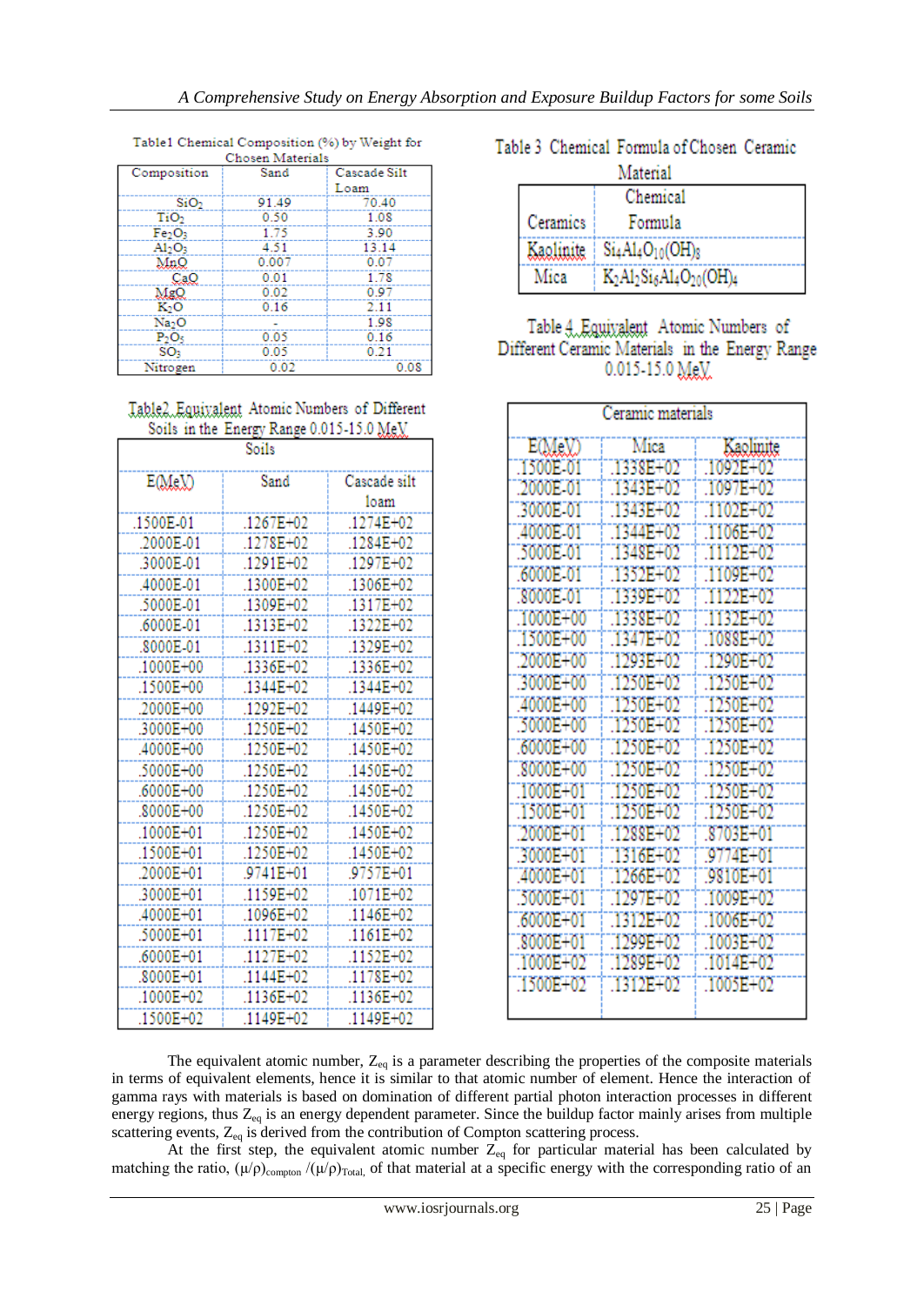Table1 Chemical Composition (%) by Weight for Chosen Materials

| Composition | Sand | Cascade Silt Loam |
|---|---|---|
| $SiO_2$ | 91.49 | 70.40 |
| $TiO_2$ | 0.50 | 1.08 |
| $Fe_2O_3$ | 1.75 | 3.90 |
| $Al_2O_3$ | 4.51 | 13.14 |
| MnO | 0.007 | 0.07 |
| CaO | 0.01 | 1.78 |
| MgO | 0.02 | 0.97 |
| $K_2O$ | 0.16 | 2.11 |
| $Na_2O$ | - | 1.98 |
| $P_2O_5$ | 0.05 | 0.16 |
| $SO_3$ | 0.05 | 0.21 |
| Nitrogen | 0.02 | 0.08 |

Table2 Equivalent Atomic Numbers of Different Soils in the Energy Range 0.015-15.0 MeV

| | Soils | |
|---|---|---|
| E(MeV) | Sand | Cascade silt loam |
| .1500E-01 | .1267E+02 | .1274E+02 |
| .2000E-01 | .1278E+02 | .1284E+02 |
| .3000E-01 | .1291E+02 | .1297E+02 |
| .4000E-01 | .1300E+02 | .1306E+02 |
| .5000E-01 | .1309E+02 | .1317E+02 |
| .6000E-01 | .1313E+02 | .1322E+02 |
| .8000E-01 | .1311E+02 | .1329E+02 |
| .1000E+00 | .1336E+02 | .1336E+02 |
| .1500E+00 | .1344E+02 | .1344E+02 |
| .2000E+00 | .1292E+02 | .1449E+02 |
| .3000E+00 | .1250E+02 | .1450E+02 |
| .4000E+00 | .1250E+02 | .1450E+02 |
| .5000E+00 | .1250E+02 | .1450E+02 |
| .6000E+00 | .1250E+02 | .1450E+02 |
| .8000E+00 | .1250E+02 | .1450E+02 |
| .1000E+01 | .1250E+02 | .1450E+02 |
| .1500E+01 | .1250E+02 | .1450E+02 |
| .2000E+01 | .9741E+01 | .9757E+01 |
| .3000E+01 | .1159E+02 | .1071E+02 |
| .4000E+01 | .1096E+02 | .1146E+02 |
| .5000E+01 | .1117E+02 | .1161E+02 |
| .6000E+01 | .1127E+02 | .1152E+02 |
| .8000E+01 | .1144E+02 | .1178E+02 |
| .1000E+02 | .1136E+02 | .1136E+02 |
| .1500E+02 | .1149E+02 | .1149E+02 |

Table 3 Chemical Formula of Chosen Ceramic Material

| Ceramics | Chemical Formula |
|---|---|
| Kaolinite | $Si_4Al_4O_{10}(OH)_8$ |
| Mica | $K_2Al_2Si_6Al_4O_{20}(OH)_4$ |

Table 4 Equivalent Atomic Numbers of Different Ceramic Materials in the Energy Range 0.015-15.0 MeV

| | Ceramic materials | |
|---|---|---|
| E(MeV) | Mica | Kaolinite |
| .1500E-01 | .1338E+02 | .1092E+02 |
| .2000E-01 | .1343E+02 | .1097E+02 |
| .3000E-01 | .1343E+02 | .1102E+02 |
| .4000E-01 | .1344E+02 | .1106E+02 |
| .5000E-01 | .1348E+02 | .1112E+02 |
| .6000E-01 | .1352E+02 | .1109E+02 |
| .8000E-01 | .1339E+02 | .1122E+02 |
| .1000E+00 | .1338E+02 | .1132E+02 |
| .1500E+00 | .1347E+02 | .1088E+02 |
| .2000E+00 | .1293E+02 | .1290E+02 |
| .3000E+00 | .1250E+02 | .1250E+02 |
| .4000E+00 | .1250E+02 | .1250E+02 |
| .5000E+00 | .1250E+02 | .1250E+02 |
| .6000E+00 | .1250E+02 | .1250E+02 |
| .8000E+00 | .1250E+02 | .1250E+02 |
| .1000E+01 | .1250E+02 | .1250E+02 |
| .1500E+01 | .1250E+02 | .1250E+02 |
| .2000E+01 | .1288E+02 | .8703E+01 |
| .3000E+01 | .1316E+02 | .9774E+01 |
| .4000E+01 | .1266E+02 | .9810E+01 |
| .5000E+01 | .1297E+02 | .1009E+02 |
| .6000E+01 | .1312E+02 | .1006E+02 |
| .8000E+01 | .1299E+02 | .1003E+02 |
| .1000E+02 | .1289E+02 | .1014E+02 |
| .1500E+02 | .1312E+02 | .1005E+02 |

The equivalent atomic number, $Z_{eq}$ is a parameter describing the properties of the composite materials in terms of equivalent elements, hence it is similar to that atomic number of element. Hence the interaction of gamma rays with materials is based on domination of different partial photon interaction processes in different energy regions, thus $Z_{eq}$ is an energy dependent parameter. Since the buildup factor mainly arises from multiple scattering events, $Z_{eq}$ is derived from the contribution of Compton scattering process.

At the first step, the equivalent atomic number $Z_{eq}$ for particular material has been calculated by matching the ratio, $(\mu/\rho)_{compton} / (\mu/\rho)_{Total}$, of that material at a specific energy with the corresponding ratio of an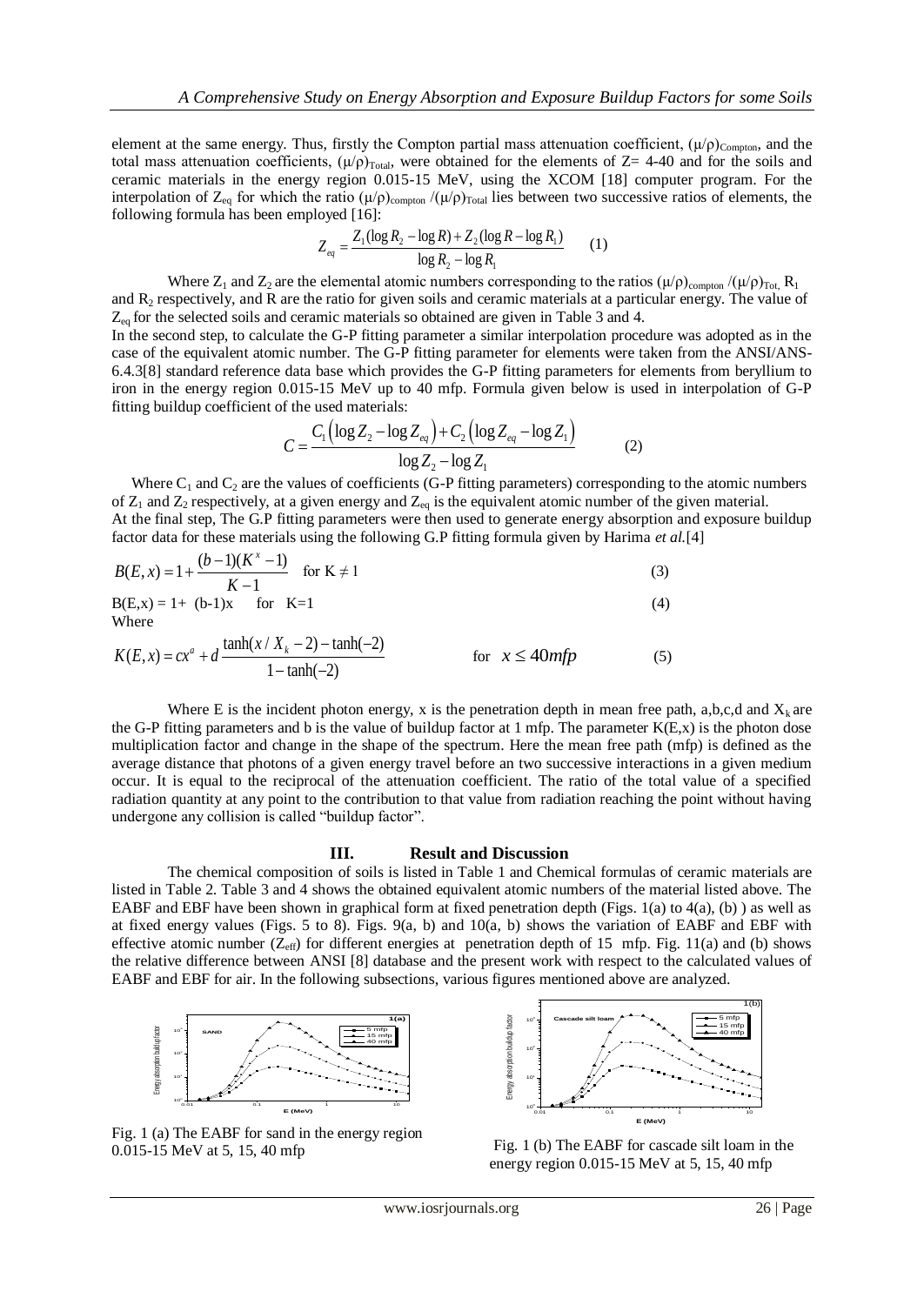element at the same energy. Thus, firstly the Compton partial mass attenuation coefficient, $(\mu/\rho)_{Compton}$, and the total mass attenuation coefficients, $(\mu/\rho)_{Total}$, were obtained for the elements of Z= 4-40 and for the soils and ceramic materials in the energy region 0.015-15 MeV, using the XCOM [18] computer program. For the interpolation of $Z_{eq}$ for which the ratio $(\mu/\rho)_{compton}/(\mu/\rho)_{Total}$ lies between two successive ratios of elements, the following formula has been employed [16]:

$$Z_{eq} = \frac{Z_1(\log R_2 - \log R) + Z_2(\log R - \log R_1)}{\log R_2 - \log R_1} \qquad (1)$$

Where $Z_1$ and $Z_2$ are the elemental atomic numbers corresponding to the ratios $(\mu/\rho)_{compton}/(\mu/\rho)_{Tot}$, $R_1$ and $R_2$ respectively, and R are the ratio for given soils and ceramic materials at a particular energy. The value of $Z_{eq}$ for the selected soils and ceramic materials so obtained are given in Table 3 and 4.

In the second step, to calculate the G-P fitting parameter a similar interpolation procedure was adopted as in the case of the equivalent atomic number. The G-P fitting parameter for elements were taken from the ANSI/ANS-6.4.3[8] standard reference data base which provides the G-P fitting parameters for elements from beryllium to iron in the energy region 0.015-15 MeV up to 40 mfp. Formula given below is used in interpolation of G-P fitting buildup coefficient of the used materials:

$$C = \frac{C_1\left(\log Z_2 - \log Z_{eq}\right) + C_2\left(\log Z_{eq} - \log Z_1\right)}{\log Z_2 - \log Z_1} \qquad (2)$$

Where $C_1$ and $C_2$ are the values of coefficients (G-P fitting parameters) corresponding to the atomic numbers of $Z_1$ and $Z_2$ respectively, at a given energy and $Z_{eq}$ is the equivalent atomic number of the given material.

At the final step, The G.P fitting parameters were then used to generate energy absorption and exposure buildup factor data for these materials using the following G.P fitting formula given by Harima *et al.*[4]

$$B(E,x) = 1 + \frac{(b-1)(K^x - 1)}{K - 1} \quad \text{for } K \neq 1 \qquad (3)$$

$$B(E,x) = 1 + (b-1)x \quad \text{for } K=1 \qquad (4)$$

Where

$$K(E,x) = cx^a + d\,\frac{\tanh(x/X_k - 2) - \tanh(-2)}{1 - \tanh(-2)} \qquad \text{for } x \leq 40mfp \qquad (5)$$

Where E is the incident photon energy, x is the penetration depth in mean free path, a,b,c,d and $X_k$ are the G-P fitting parameters and b is the value of buildup factor at 1 mfp. The parameter K(E,x) is the photon dose multiplication factor and change in the shape of the spectrum. Here the mean free path (mfp) is defined as the average distance that photons of a given energy travel before an two successive interactions in a given medium occur. It is equal to the reciprocal of the attenuation coefficient. The ratio of the total value of a specified radiation quantity at any point to the contribution to that value from radiation reaching the point without having undergone any collision is called "buildup factor".

## III. Result and Discussion

The chemical composition of soils is listed in Table 1 and Chemical formulas of ceramic materials are listed in Table 2. Table 3 and 4 shows the obtained equivalent atomic numbers of the material listed above. The EABF and EBF have been shown in graphical form at fixed penetration depth (Figs. 1(a) to 4(a), (b) ) as well as at fixed energy values (Figs. 5 to 8). Figs. 9(a, b) and 10(a, b) shows the variation of EABF and EBF with effective atomic number ($Z_{eff}$) for different energies at penetration depth of 15 mfp. Fig. 11(a) and (b) shows the relative difference between ANSI [8] database and the present work with respect to the calculated values of EABF and EBF for air. In the following subsections, various figures mentioned above are analyzed.

Fig. 1 (a) The EABF for sand in the energy region 0.015-15 MeV at 5, 15, 40 mfp

Fig. 1 (b) The EABF for cascade silt loam in the energy region 0.015-15 MeV at 5, 15, 40 mfp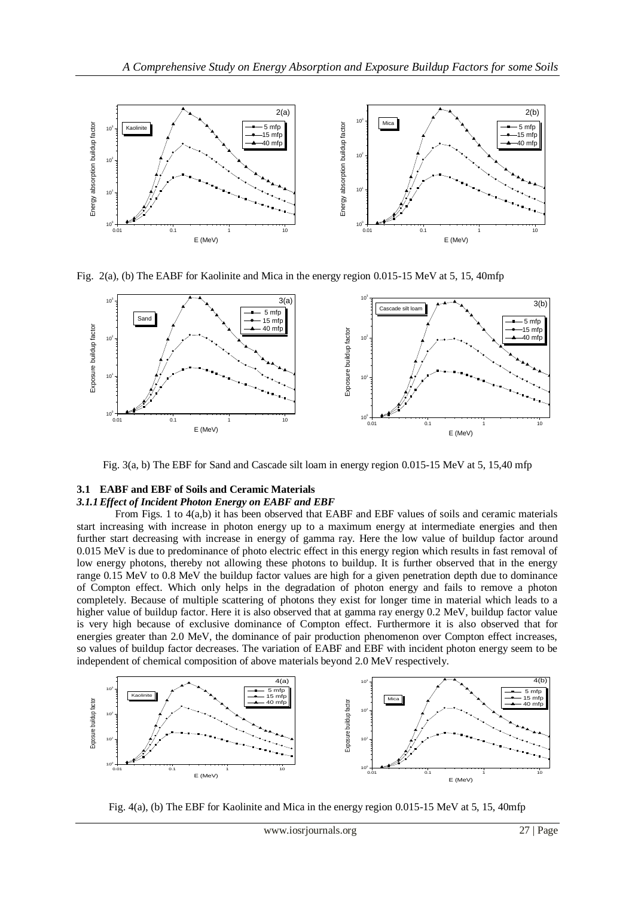Fig. 2(a), (b) The EABF for Kaolinite and Mica in the energy region 0.015-15 MeV at 5, 15, 40mfp

Fig. 3(a, b) The EBF for Sand and Cascade silt loam in energy region 0.015-15 MeV at 5, 15,40 mfp

### 3.1 EABF and EBF of Soils and Ceramic Materials

#### *3.1.1 Effect of Incident Photon Energy on EABF and EBF*

From Figs. 1 to 4(a,b) it has been observed that EABF and EBF values of soils and ceramic materials start increasing with increase in photon energy up to a maximum energy at intermediate energies and then further start decreasing with increase in energy of gamma ray. Here the low value of buildup factor around 0.015 MeV is due to predominance of photo electric effect in this energy region which results in fast removal of low energy photons, thereby not allowing these photons to buildup. It is further observed that in the energy range 0.15 MeV to 0.8 MeV the buildup factor values are high for a given penetration depth due to dominance of Compton effect. Which only helps in the degradation of photon energy and fails to remove a photon completely. Because of multiple scattering of photons they exist for longer time in material which leads to a higher value of buildup factor. Here it is also observed that at gamma ray energy 0.2 MeV, buildup factor value is very high because of exclusive dominance of Compton effect. Furthermore it is also observed that for energies greater than 2.0 MeV, the dominance of pair production phenomenon over Compton effect increases, so values of buildup factor decreases. The variation of EABF and EBF with incident photon energy seem to be independent of chemical composition of above materials beyond 2.0 MeV respectively.

Fig. 4(a), (b) The EBF for Kaolinite and Mica in the energy region 0.015-15 MeV at 5, 15, 40mfp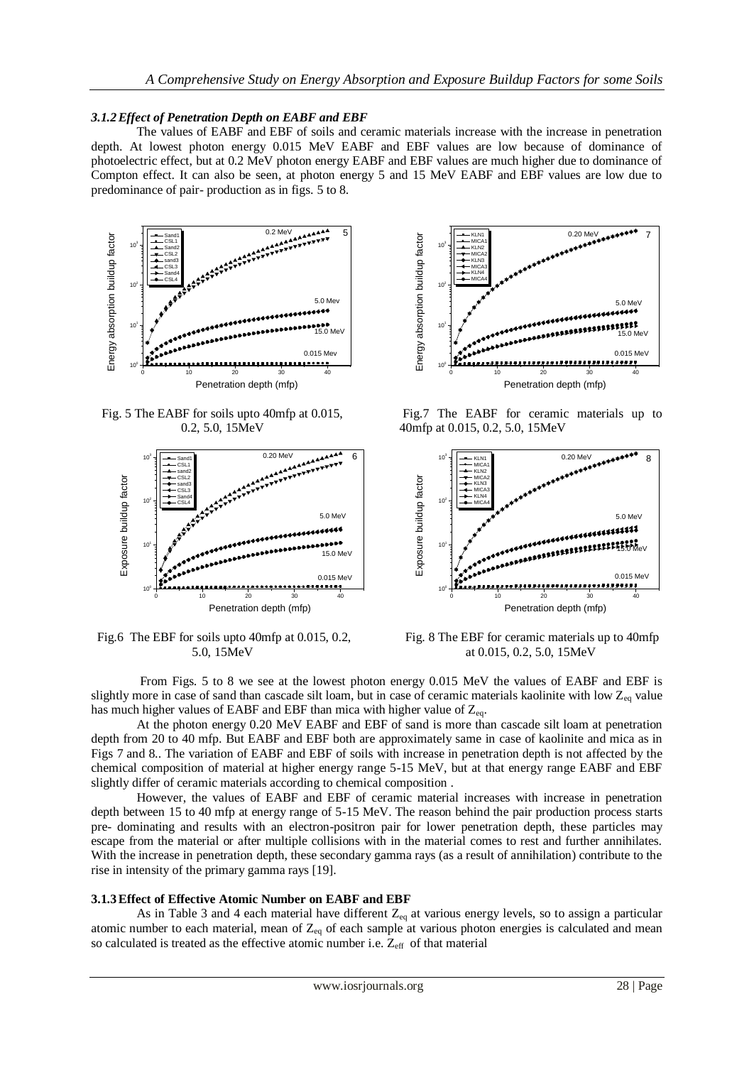### *3.1.2 Effect of Penetration Depth on EABF and EBF*

The values of EABF and EBF of soils and ceramic materials increase with the increase in penetration depth. At lowest photon energy 0.015 MeV EABF and EBF values are low because of dominance of photoelectric effect, but at 0.2 MeV photon energy EABF and EBF values are much higher due to dominance of Compton effect. It can also be seen, at photon energy 5 and 15 MeV EABF and EBF values are low due to predominance of pair- production as in figs. 5 to 8.

Fig. 5 The EABF for soils upto 40mfp at 0.015, 0.2, 5.0, 15MeV

Fig.7 The EABF for ceramic materials up to 40mfp at 0.015, 0.2, 5.0, 15MeV

Fig.6 The EBF for soils upto 40mfp at 0.015, 0.2, 5.0, 15MeV

Fig. 8 The EBF for ceramic materials up to 40mfp at 0.015, 0.2, 5.0, 15MeV

From Figs. 5 to 8 we see at the lowest photon energy 0.015 MeV the values of EABF and EBF is slightly more in case of sand than cascade silt loam, but in case of ceramic materials kaolinite with low $Z_{eq}$ value has much higher values of EABF and EBF than mica with higher value of $Z_{eq}$.

At the photon energy 0.20 MeV EABF and EBF of sand is more than cascade silt loam at penetration depth from 20 to 40 mfp. But EABF and EBF both are approximately same in case of kaolinite and mica as in Figs 7 and 8.. The variation of EABF and EBF of soils with increase in penetration depth is not affected by the chemical composition of material at higher energy range 5-15 MeV, but at that energy range EABF and EBF slightly differ of ceramic materials according to chemical composition .

However, the values of EABF and EBF of ceramic material increases with increase in penetration depth between 15 to 40 mfp at energy range of 5-15 MeV. The reason behind the pair production process starts pre- dominating and results with an electron-positron pair for lower penetration depth, these particles may escape from the material or after multiple collisions with in the material comes to rest and further annihilates. With the increase in penetration depth, these secondary gamma rays (as a result of annihilation) contribute to the rise in intensity of the primary gamma rays [19].

### **3.1.3 Effect of Effective Atomic Number on EABF and EBF**

As in Table 3 and 4 each material have different $Z_{eq}$ at various energy levels, so to assign a particular atomic number to each material, mean of $Z_{eq}$ of each sample at various photon energies is calculated and mean so calculated is treated as the effective atomic number i.e. $Z_{eff}$ of that material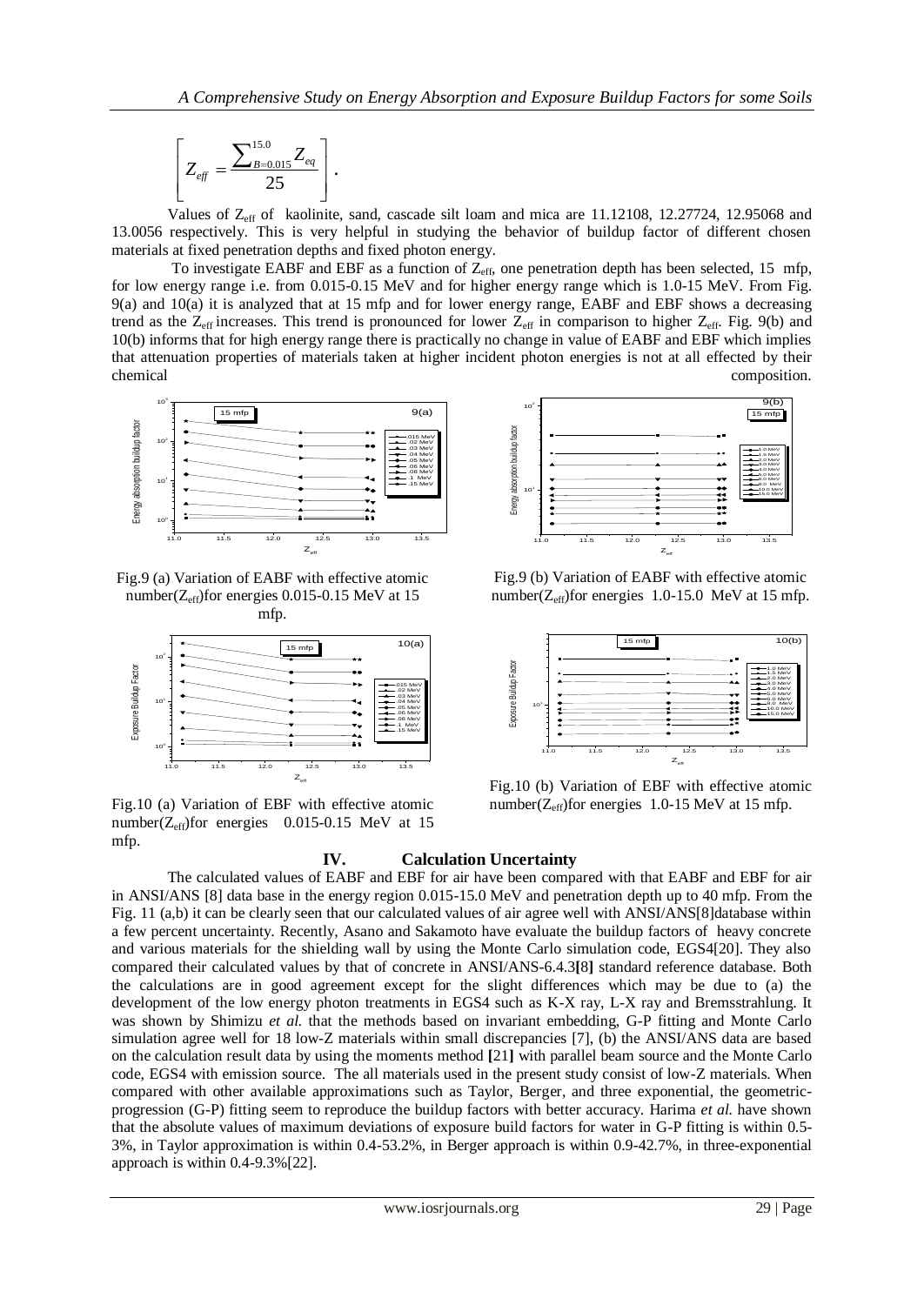$$\left[ Z_{eff} = \frac{\sum_{B=0.015}^{15.0} Z_{eq}}{25} \right].$$

Values of $Z_{eff}$ of kaolinite, sand, cascade silt loam and mica are 11.12108, 12.27724, 12.95068 and 13.0056 respectively. This is very helpful in studying the behavior of buildup factor of different chosen materials at fixed penetration depths and fixed photon energy.

To investigate EABF and EBF as a function of $Z_{eff}$, one penetration depth has been selected, 15 mfp, for low energy range i.e. from 0.015-0.15 MeV and for higher energy range which is 1.0-15 MeV. From Fig. 9(a) and 10(a) it is analyzed that at 15 mfp and for lower energy range, EABF and EBF shows a decreasing trend as the $Z_{eff}$ increases. This trend is pronounced for lower $Z_{eff}$ in comparison to higher $Z_{eff}$. Fig. 9(b) and 10(b) informs that for high energy range there is practically no change in value of EABF and EBF which implies that attenuation properties of materials taken at higher incident photon energies is not at all effected by their chemical composition.

Fig.9 (a) Variation of EABF with effective atomic number($Z_{eff}$)for energies 0.015-0.15 MeV at 15 mfp.

Fig.9 (b) Variation of EABF with effective atomic number($Z_{eff}$)for energies 1.0-15.0 MeV at 15 mfp.

Fig.10 (a) Variation of EBF with effective atomic number($Z_{eff}$)for energies 0.015-0.15 MeV at 15 mfp.

Fig.10 (b) Variation of EBF with effective atomic number($Z_{eff}$)for energies 1.0-15 MeV at 15 mfp.

## IV. Calculation Uncertainty

The calculated values of EABF and EBF for air have been compared with that EABF and EBF for air in ANSI/ANS [8] data base in the energy region 0.015-15.0 MeV and penetration depth up to 40 mfp. From the Fig. 11 (a,b) it can be clearly seen that our calculated values of air agree well with ANSI/ANS[8]database within a few percent uncertainty. Recently, Asano and Sakamoto have evaluate the buildup factors of heavy concrete and various materials for the shielding wall by using the Monte Carlo simulation code, EGS4[20]. They also compared their calculated values by that of concrete in ANSI/ANS-6.4.3**[**8**]** standard reference database. Both the calculations are in good agreement except for the slight differences which may be due to (a) the development of the low energy photon treatments in EGS4 such as K-X ray, L-X ray and Bremsstrahlung. It was shown by Shimizu *et al.* that the methods based on invariant embedding, G-P fitting and Monte Carlo simulation agree well for 18 low-Z materials within small discrepancies [7], (b) the ANSI/ANS data are based on the calculation result data by using the moments method **[**21**]** with parallel beam source and the Monte Carlo code, EGS4 with emission source. The all materials used in the present study consist of low-Z materials. When compared with other available approximations such as Taylor, Berger, and three exponential, the geometric-progression (G-P) fitting seem to reproduce the buildup factors with better accuracy. Harima *et al.* have shown that the absolute values of maximum deviations of exposure build factors for water in G-P fitting is within 0.5-3%, in Taylor approximation is within 0.4-53.2%, in Berger approach is within 0.9-42.7%, in three-exponential approach is within 0.4-9.3%[22].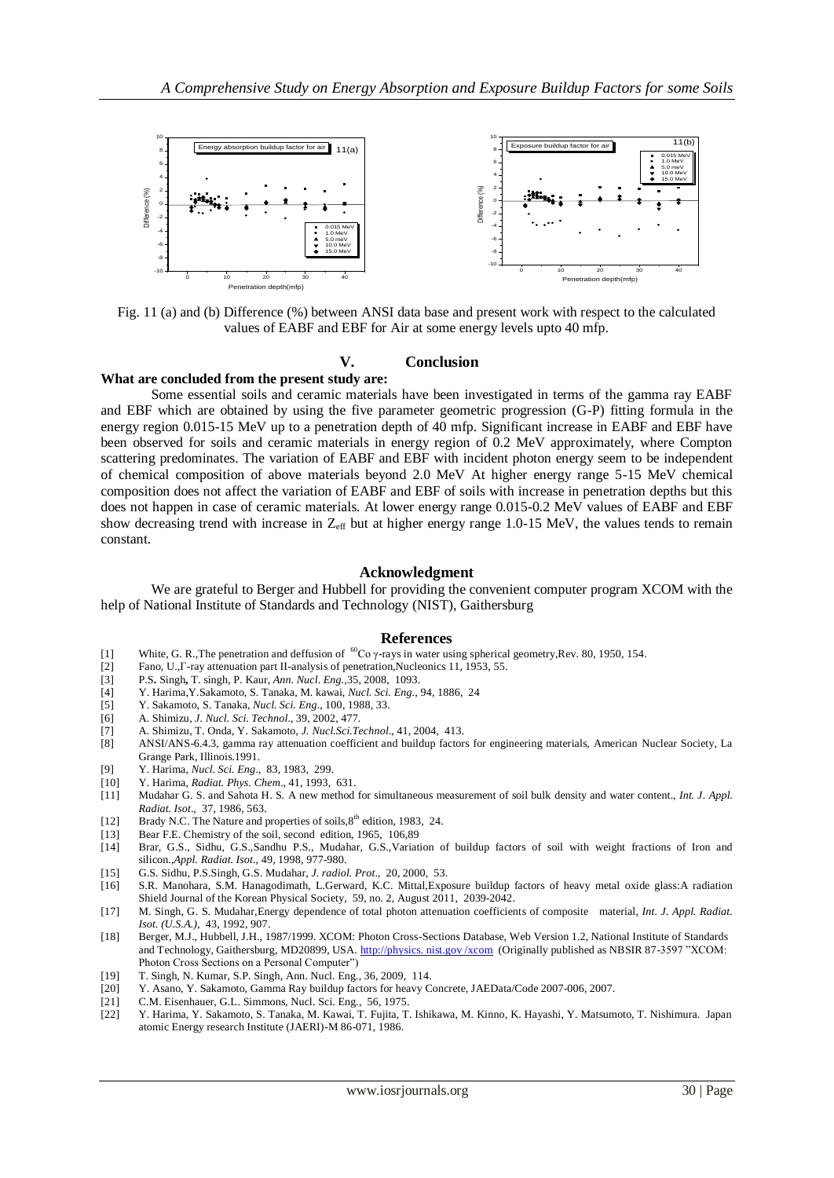Energy absorption buildup factor for air

11(a)

Difference (%)

Penetration depth(mfp)

0.015 MeV
1.0 MeV
5.0 meV
10.0 MeV
15.0 MeV

Exposure buildup factor for air

11(b)

Difference (%)

Penetration depth(mfp)

0.015 MeV
1.0 MeV
5.0 meV
10.0 MeV
15.0 MeV

Fig. 11 (a) and (b) Difference (%) between ANSI data base and present work with respect to the calculated values of EABF and EBF for Air at some energy levels upto 40 mfp.

## V. Conclusion

**What are concluded from the present study are:**

Some essential soils and ceramic materials have been investigated in terms of the gamma ray EABF and EBF which are obtained by using the five parameter geometric progression (G-P) fitting formula in the energy region 0.015-15 MeV up to a penetration depth of 40 mfp. Significant increase in EABF and EBF have been observed for soils and ceramic materials in energy region of 0.2 MeV approximately, where Compton scattering predominates. The variation of EABF and EBF with incident photon energy seem to be independent of chemical composition of above materials beyond 2.0 MeV At higher energy range 5-15 MeV chemical composition does not affect the variation of EABF and EBF of soils with increase in penetration depths but this does not happen in case of ceramic materials. At lower energy range 0.015-0.2 MeV values of EABF and EBF show decreasing trend with increase in $Z_{eff}$ but at higher energy range 1.0-15 MeV, the values tends to remain constant.

## Acknowledgment

We are grateful to Berger and Hubbell for providing the convenient computer program XCOM with the help of National Institute of Standards and Technology (NIST), Gaithersburg

## References

[1] White, G. R.,The penetration and deffusion of $^{60}$Co γ-rays in water using spherical geometry,Rev. 80, 1950, 154.
[2] Fano, U.,Γ-ray attenuation part II-analysis of penetration,Nucleonics 11, 1953, 55.
[3] P.S**.** Singh**,** T. singh, P. Kaur, *Ann. Nucl. Eng*.,35, 2008, 1093.
[4] Y. Harima,Y.Sakamoto, S. Tanaka, M. kawai, *Nucl. Sci. Eng*., 94, 1886, 24
[5] Y. Sakamoto, S. Tanaka, *Nucl. Sci. Eng*., 100, 1988, 33.
[6] A. Shimizu, *J. Nucl. Sci. Technol*., 39, 2002, 477.
[7] A. Shimizu, T. Onda, Y. Sakamoto, *J. Nucl.Sci.Technol*., 41, 2004, 413.
[8] ANSI/ANS-6.4.3, gamma ray attenuation coefficient and buildup factors for engineering materials, American Nuclear Society, La Grange Park, Illinois.1991.
[9] Y. Harima, *Nucl. Sci. Eng*., 83, 1983, 299.
[10] Y. Harima, *Radiat. Phys. Chem*., 41, 1993, 631.
[11] Mudahar G. S. and Sahota H. S. A new method for simultaneous measurement of soil bulk density and water content., *Int. J. Appl. Radiat. Isot*., 37, 1986, 563.
[12] Brady N.C. The Nature and properties of soils,8$^{th}$ edition, 1983, 24.
[13] Bear F.E. Chemistry of the soil, second edition, 1965, 106,89
[14] Brar, G.S., Sidhu, G.S.,Sandhu P.S., Mudahar, G.S.,Variation of buildup factors of soil with weight fractions of Iron and silicon.,*Appl. Radiat. Isot*., 49, 1998, 977-980.
[15] G.S. Sidhu, P.S.Singh, G.S. Mudahar, *J. radiol. Prot*., 20, 2000, 53.
[16] S.R. Manohara, S.M. Hanagodimath, L.Gerward, K.C. Mittal,Exposure buildup factors of heavy metal oxide glass:A radiation Shield Journal of the Korean Physical Society, 59, no. 2, August 2011, 2039-2042.
[17] M. Singh, G. S. Mudahar,Energy dependence of total photon attenuation coefficients of composite material, *Int. J. Appl. Radiat. Isot. (U.S.A.)*, 43, 1992, 907.
[18] Berger, M.J., Hubbell, J.H., 1987/1999. XCOM: Photon Cross-Sections Database, Web Version 1.2, National Institute of Standards and Technology, Gaithersburg, MD20899, USA. http://physics. nist.gov /xcom (Originally published as NBSIR 87-3597 "XCOM: Photon Cross Sections on a Personal Computer")
[19] T. Singh, N. Kumar, S.P. Singh, Ann. Nucl. Eng., 36, 2009, 114.
[20] Y. Asano, Y. Sakamoto, Gamma Ray buildup factors for heavy Concrete, JAEData/Code 2007-006, 2007.
[21] C.M. Eisenhauer, G.L. Simmons, Nucl. Sci. Eng., 56, 1975.
[22] Y. Harima, Y. Sakamoto, S. Tanaka, M. Kawai, T. Fujita, T. Ishikawa, M. Kinno, K. Hayashi, Y. Matsumoto, T. Nishimura. Japan atomic Energy research Institute (JAERI)-M 86-071, 1986.